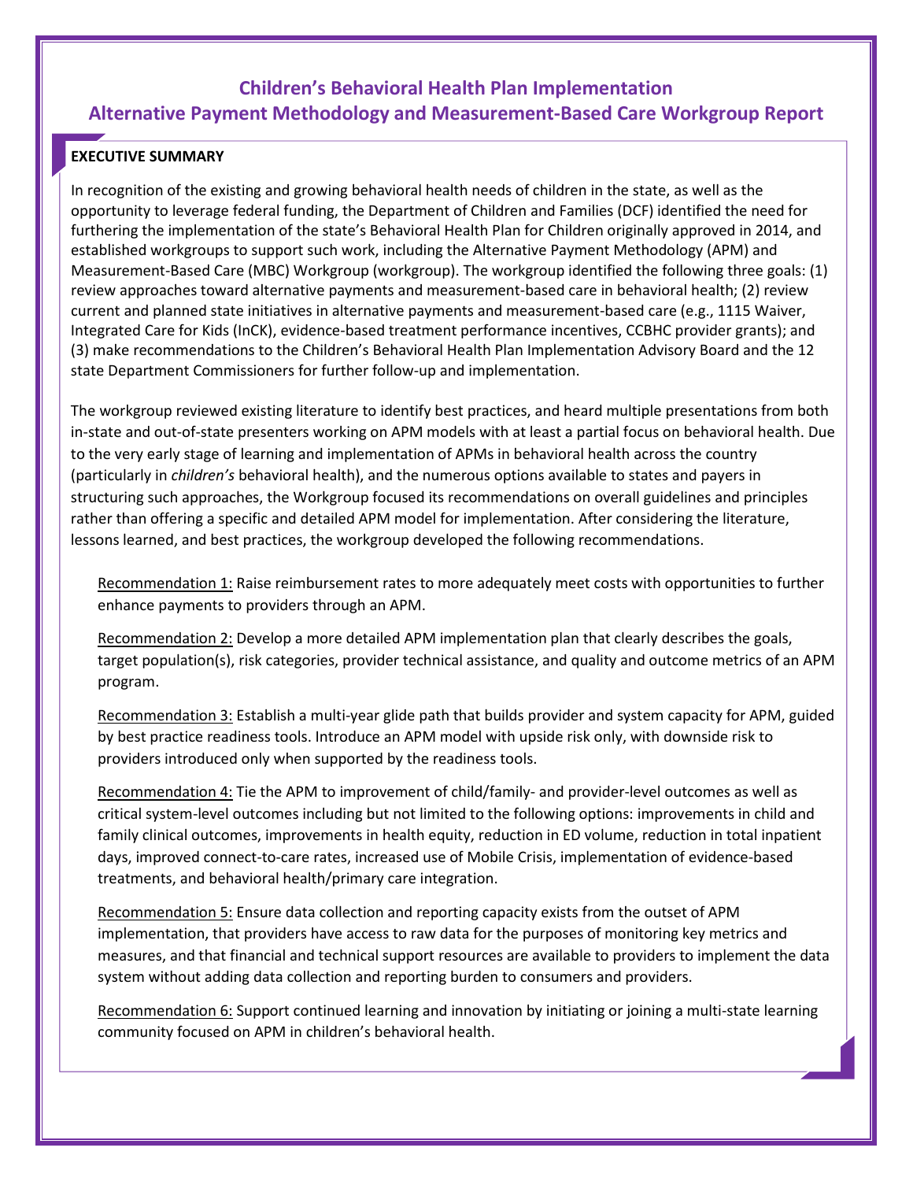# Children's Behavioral Health Plan Implementation
# Alternative Payment Methodology and Measurement-Based Care Workgroup Report

## EXECUTIVE SUMMARY

In recognition of the existing and growing behavioral health needs of children in the state, as well as the opportunity to leverage federal funding, the Department of Children and Families (DCF) identified the need for furthering the implementation of the state's Behavioral Health Plan for Children originally approved in 2014, and established workgroups to support such work, including the Alternative Payment Methodology (APM) and Measurement-Based Care (MBC) Workgroup (workgroup). The workgroup identified the following three goals: (1) review approaches toward alternative payments and measurement-based care in behavioral health; (2) review current and planned state initiatives in alternative payments and measurement-based care (e.g., 1115 Waiver, Integrated Care for Kids (InCK), evidence-based treatment performance incentives, CCBHC provider grants); and (3) make recommendations to the Children's Behavioral Health Plan Implementation Advisory Board and the 12 state Department Commissioners for further follow-up and implementation.

The workgroup reviewed existing literature to identify best practices, and heard multiple presentations from both in-state and out-of-state presenters working on APM models with at least a partial focus on behavioral health. Due to the very early stage of learning and implementation of APMs in behavioral health across the country (particularly in *children's* behavioral health), and the numerous options available to states and payers in structuring such approaches, the Workgroup focused its recommendations on overall guidelines and principles rather than offering a specific and detailed APM model for implementation. After considering the literature, lessons learned, and best practices, the workgroup developed the following recommendations.

Recommendation 1: Raise reimbursement rates to more adequately meet costs with opportunities to further enhance payments to providers through an APM.

Recommendation 2: Develop a more detailed APM implementation plan that clearly describes the goals, target population(s), risk categories, provider technical assistance, and quality and outcome metrics of an APM program.

Recommendation 3: Establish a multi-year glide path that builds provider and system capacity for APM, guided by best practice readiness tools. Introduce an APM model with upside risk only, with downside risk to providers introduced only when supported by the readiness tools.

Recommendation 4: Tie the APM to improvement of child/family- and provider-level outcomes as well as critical system-level outcomes including but not limited to the following options: improvements in child and family clinical outcomes, improvements in health equity, reduction in ED volume, reduction in total inpatient days, improved connect-to-care rates, increased use of Mobile Crisis, implementation of evidence-based treatments, and behavioral health/primary care integration.

Recommendation 5: Ensure data collection and reporting capacity exists from the outset of APM implementation, that providers have access to raw data for the purposes of monitoring key metrics and measures, and that financial and technical support resources are available to providers to implement the data system without adding data collection and reporting burden to consumers and providers.

Recommendation 6: Support continued learning and innovation by initiating or joining a multi-state learning community focused on APM in children's behavioral health.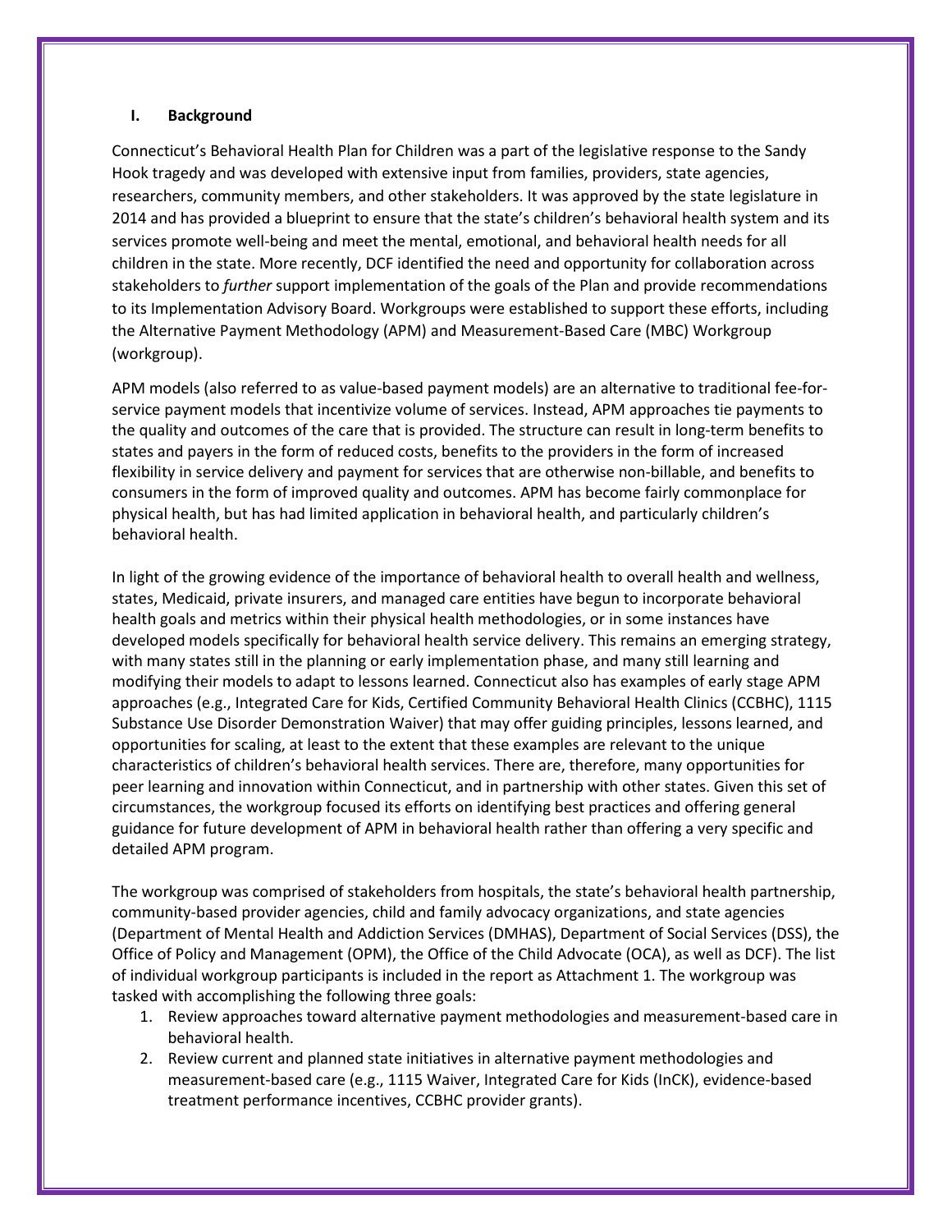## I. Background

Connecticut's Behavioral Health Plan for Children was a part of the legislative response to the Sandy Hook tragedy and was developed with extensive input from families, providers, state agencies, researchers, community members, and other stakeholders. It was approved by the state legislature in 2014 and has provided a blueprint to ensure that the state's children's behavioral health system and its services promote well-being and meet the mental, emotional, and behavioral health needs for all children in the state. More recently, DCF identified the need and opportunity for collaboration across stakeholders to *further* support implementation of the goals of the Plan and provide recommendations to its Implementation Advisory Board. Workgroups were established to support these efforts, including the Alternative Payment Methodology (APM) and Measurement-Based Care (MBC) Workgroup (workgroup).

APM models (also referred to as value-based payment models) are an alternative to traditional fee-for-service payment models that incentivize volume of services. Instead, APM approaches tie payments to the quality and outcomes of the care that is provided. The structure can result in long-term benefits to states and payers in the form of reduced costs, benefits to the providers in the form of increased flexibility in service delivery and payment for services that are otherwise non-billable, and benefits to consumers in the form of improved quality and outcomes. APM has become fairly commonplace for physical health, but has had limited application in behavioral health, and particularly children's behavioral health.

In light of the growing evidence of the importance of behavioral health to overall health and wellness, states, Medicaid, private insurers, and managed care entities have begun to incorporate behavioral health goals and metrics within their physical health methodologies, or in some instances have developed models specifically for behavioral health service delivery. This remains an emerging strategy, with many states still in the planning or early implementation phase, and many still learning and modifying their models to adapt to lessons learned. Connecticut also has examples of early stage APM approaches (e.g., Integrated Care for Kids, Certified Community Behavioral Health Clinics (CCBHC), 1115 Substance Use Disorder Demonstration Waiver) that may offer guiding principles, lessons learned, and opportunities for scaling, at least to the extent that these examples are relevant to the unique characteristics of children's behavioral health services. There are, therefore, many opportunities for peer learning and innovation within Connecticut, and in partnership with other states. Given this set of circumstances, the workgroup focused its efforts on identifying best practices and offering general guidance for future development of APM in behavioral health rather than offering a very specific and detailed APM program.

The workgroup was comprised of stakeholders from hospitals, the state's behavioral health partnership, community-based provider agencies, child and family advocacy organizations, and state agencies (Department of Mental Health and Addiction Services (DMHAS), Department of Social Services (DSS), the Office of Policy and Management (OPM), the Office of the Child Advocate (OCA), as well as DCF). The list of individual workgroup participants is included in the report as Attachment 1. The workgroup was tasked with accomplishing the following three goals:

1. Review approaches toward alternative payment methodologies and measurement-based care in behavioral health.
2. Review current and planned state initiatives in alternative payment methodologies and measurement-based care (e.g., 1115 Waiver, Integrated Care for Kids (InCK), evidence-based treatment performance incentives, CCBHC provider grants).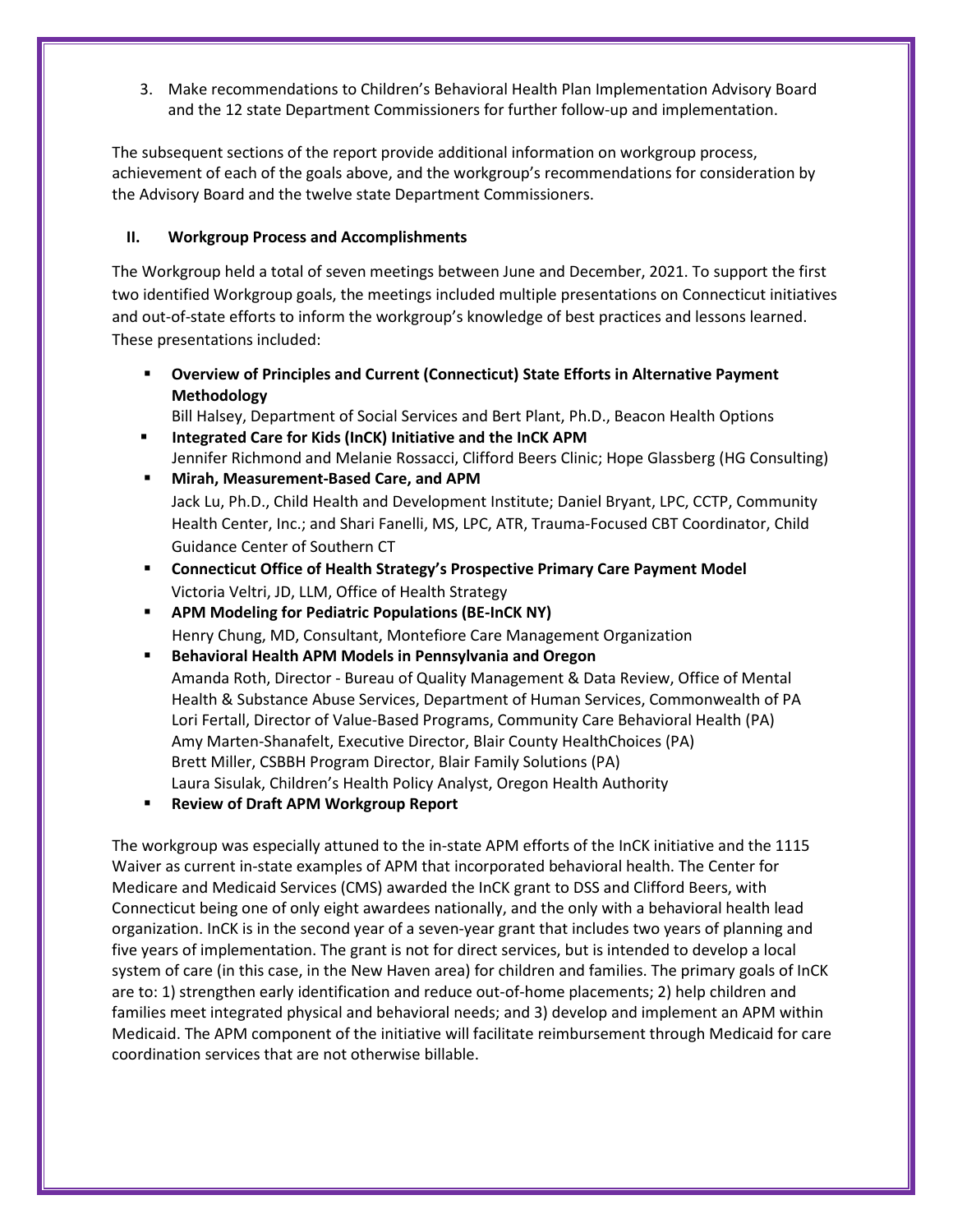3. Make recommendations to Children's Behavioral Health Plan Implementation Advisory Board and the 12 state Department Commissioners for further follow-up and implementation.

The subsequent sections of the report provide additional information on workgroup process, achievement of each of the goals above, and the workgroup's recommendations for consideration by the Advisory Board and the twelve state Department Commissioners.

## II. Workgroup Process and Accomplishments

The Workgroup held a total of seven meetings between June and December, 2021. To support the first two identified Workgroup goals, the meetings included multiple presentations on Connecticut initiatives and out-of-state efforts to inform the workgroup's knowledge of best practices and lessons learned. These presentations included:

- **Overview of Principles and Current (Connecticut) State Efforts in Alternative Payment Methodology**
  Bill Halsey, Department of Social Services and Bert Plant, Ph.D., Beacon Health Options
- **Integrated Care for Kids (InCK) Initiative and the InCK APM**
  Jennifer Richmond and Melanie Rossacci, Clifford Beers Clinic; Hope Glassberg (HG Consulting)
- **Mirah, Measurement-Based Care, and APM**
  Jack Lu, Ph.D., Child Health and Development Institute; Daniel Bryant, LPC, CCTP, Community Health Center, Inc.; and Shari Fanelli, MS, LPC, ATR, Trauma-Focused CBT Coordinator, Child Guidance Center of Southern CT
- **Connecticut Office of Health Strategy's Prospective Primary Care Payment Model**
  Victoria Veltri, JD, LLM, Office of Health Strategy
- **APM Modeling for Pediatric Populations (BE-InCK NY)**
  Henry Chung, MD, Consultant, Montefiore Care Management Organization
- **Behavioral Health APM Models in Pennsylvania and Oregon**
  Amanda Roth, Director - Bureau of Quality Management & Data Review, Office of Mental Health & Substance Abuse Services, Department of Human Services, Commonwealth of PA
  Lori Fertall, Director of Value-Based Programs, Community Care Behavioral Health (PA)
  Amy Marten-Shanafelt, Executive Director, Blair County HealthChoices (PA)
  Brett Miller, CSBBH Program Director, Blair Family Solutions (PA)
  Laura Sisulak, Children's Health Policy Analyst, Oregon Health Authority
- **Review of Draft APM Workgroup Report**

The workgroup was especially attuned to the in-state APM efforts of the InCK initiative and the 1115 Waiver as current in-state examples of APM that incorporated behavioral health. The Center for Medicare and Medicaid Services (CMS) awarded the InCK grant to DSS and Clifford Beers, with Connecticut being one of only eight awardees nationally, and the only with a behavioral health lead organization. InCK is in the second year of a seven-year grant that includes two years of planning and five years of implementation. The grant is not for direct services, but is intended to develop a local system of care (in this case, in the New Haven area) for children and families. The primary goals of InCK are to: 1) strengthen early identification and reduce out-of-home placements; 2) help children and families meet integrated physical and behavioral needs; and 3) develop and implement an APM within Medicaid. The APM component of the initiative will facilitate reimbursement through Medicaid for care coordination services that are not otherwise billable.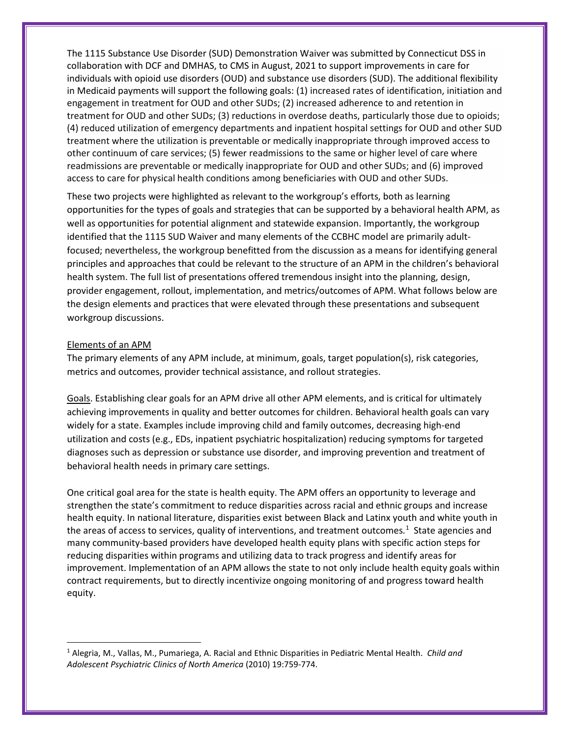The 1115 Substance Use Disorder (SUD) Demonstration Waiver was submitted by Connecticut DSS in collaboration with DCF and DMHAS, to CMS in August, 2021 to support improvements in care for individuals with opioid use disorders (OUD) and substance use disorders (SUD). The additional flexibility in Medicaid payments will support the following goals: (1) increased rates of identification, initiation and engagement in treatment for OUD and other SUDs; (2) increased adherence to and retention in treatment for OUD and other SUDs; (3) reductions in overdose deaths, particularly those due to opioids; (4) reduced utilization of emergency departments and inpatient hospital settings for OUD and other SUD treatment where the utilization is preventable or medically inappropriate through improved access to other continuum of care services; (5) fewer readmissions to the same or higher level of care where readmissions are preventable or medically inappropriate for OUD and other SUDs; and (6) improved access to care for physical health conditions among beneficiaries with OUD and other SUDs.

These two projects were highlighted as relevant to the workgroup's efforts, both as learning opportunities for the types of goals and strategies that can be supported by a behavioral health APM, as well as opportunities for potential alignment and statewide expansion. Importantly, the workgroup identified that the 1115 SUD Waiver and many elements of the CCBHC model are primarily adult-focused; nevertheless, the workgroup benefitted from the discussion as a means for identifying general principles and approaches that could be relevant to the structure of an APM in the children's behavioral health system. The full list of presentations offered tremendous insight into the planning, design, provider engagement, rollout, implementation, and metrics/outcomes of APM. What follows below are the design elements and practices that were elevated through these presentations and subsequent workgroup discussions.

## Elements of an APM

The primary elements of any APM include, at minimum, goals, target population(s), risk categories, metrics and outcomes, provider technical assistance, and rollout strategies.

Goals. Establishing clear goals for an APM drive all other APM elements, and is critical for ultimately achieving improvements in quality and better outcomes for children. Behavioral health goals can vary widely for a state. Examples include improving child and family outcomes, decreasing high-end utilization and costs (e.g., EDs, inpatient psychiatric hospitalization) reducing symptoms for targeted diagnoses such as depression or substance use disorder, and improving prevention and treatment of behavioral health needs in primary care settings.

One critical goal area for the state is health equity. The APM offers an opportunity to leverage and strengthen the state's commitment to reduce disparities across racial and ethnic groups and increase health equity. In national literature, disparities exist between Black and Latinx youth and white youth in the areas of access to services, quality of interventions, and treatment outcomes.[1] State agencies and many community-based providers have developed health equity plans with specific action steps for reducing disparities within programs and utilizing data to track progress and identify areas for improvement. Implementation of an APM allows the state to not only include health equity goals within contract requirements, but to directly incentivize ongoing monitoring of and progress toward health equity.

---

[1] Alegria, M., Vallas, M., Pumariega, A. Racial and Ethnic Disparities in Pediatric Mental Health. *Child and Adolescent Psychiatric Clinics of North America* (2010) 19:759-774.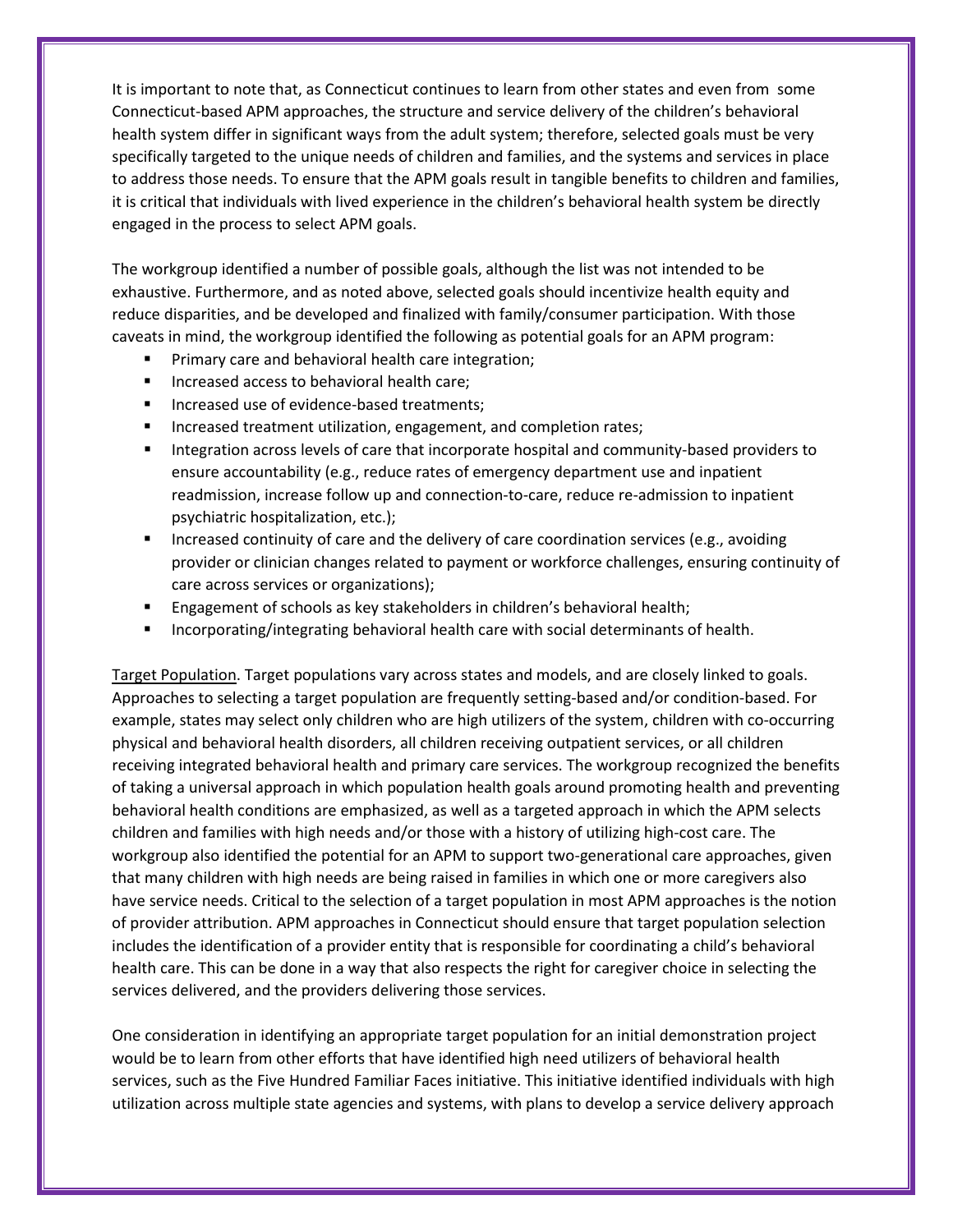It is important to note that, as Connecticut continues to learn from other states and even from some Connecticut-based APM approaches, the structure and service delivery of the children's behavioral health system differ in significant ways from the adult system; therefore, selected goals must be very specifically targeted to the unique needs of children and families, and the systems and services in place to address those needs. To ensure that the APM goals result in tangible benefits to children and families, it is critical that individuals with lived experience in the children's behavioral health system be directly engaged in the process to select APM goals.

The workgroup identified a number of possible goals, although the list was not intended to be exhaustive. Furthermore, and as noted above, selected goals should incentivize health equity and reduce disparities, and be developed and finalized with family/consumer participation. With those caveats in mind, the workgroup identified the following as potential goals for an APM program:

- Primary care and behavioral health care integration;
- Increased access to behavioral health care;
- Increased use of evidence-based treatments;
- Increased treatment utilization, engagement, and completion rates;
- Integration across levels of care that incorporate hospital and community-based providers to ensure accountability (e.g., reduce rates of emergency department use and inpatient readmission, increase follow up and connection-to-care, reduce re-admission to inpatient psychiatric hospitalization, etc.);
- Increased continuity of care and the delivery of care coordination services (e.g., avoiding provider or clinician changes related to payment or workforce challenges, ensuring continuity of care across services or organizations);
- Engagement of schools as key stakeholders in children's behavioral health;
- Incorporating/integrating behavioral health care with social determinants of health.

Target Population. Target populations vary across states and models, and are closely linked to goals. Approaches to selecting a target population are frequently setting-based and/or condition-based. For example, states may select only children who are high utilizers of the system, children with co-occurring physical and behavioral health disorders, all children receiving outpatient services, or all children receiving integrated behavioral health and primary care services. The workgroup recognized the benefits of taking a universal approach in which population health goals around promoting health and preventing behavioral health conditions are emphasized, as well as a targeted approach in which the APM selects children and families with high needs and/or those with a history of utilizing high-cost care. The workgroup also identified the potential for an APM to support two-generational care approaches, given that many children with high needs are being raised in families in which one or more caregivers also have service needs. Critical to the selection of a target population in most APM approaches is the notion of provider attribution. APM approaches in Connecticut should ensure that target population selection includes the identification of a provider entity that is responsible for coordinating a child's behavioral health care. This can be done in a way that also respects the right for caregiver choice in selecting the services delivered, and the providers delivering those services.

One consideration in identifying an appropriate target population for an initial demonstration project would be to learn from other efforts that have identified high need utilizers of behavioral health services, such as the Five Hundred Familiar Faces initiative. This initiative identified individuals with high utilization across multiple state agencies and systems, with plans to develop a service delivery approach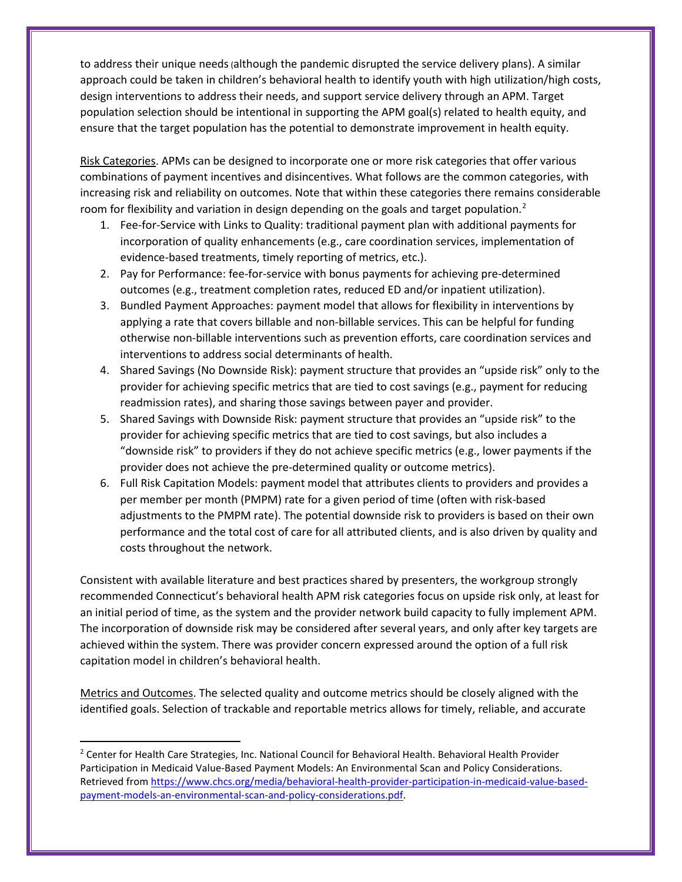to address their unique needs (although the pandemic disrupted the service delivery plans). A similar approach could be taken in children's behavioral health to identify youth with high utilization/high costs, design interventions to address their needs, and support service delivery through an APM. Target population selection should be intentional in supporting the APM goal(s) related to health equity, and ensure that the target population has the potential to demonstrate improvement in health equity.

Risk Categories. APMs can be designed to incorporate one or more risk categories that offer various combinations of payment incentives and disincentives. What follows are the common categories, with increasing risk and reliability on outcomes. Note that within these categories there remains considerable room for flexibility and variation in design depending on the goals and target population.[2]

1. Fee-for-Service with Links to Quality: traditional payment plan with additional payments for incorporation of quality enhancements (e.g., care coordination services, implementation of evidence-based treatments, timely reporting of metrics, etc.).
2. Pay for Performance: fee-for-service with bonus payments for achieving pre-determined outcomes (e.g., treatment completion rates, reduced ED and/or inpatient utilization).
3. Bundled Payment Approaches: payment model that allows for flexibility in interventions by applying a rate that covers billable and non-billable services. This can be helpful for funding otherwise non-billable interventions such as prevention efforts, care coordination services and interventions to address social determinants of health.
4. Shared Savings (No Downside Risk): payment structure that provides an "upside risk" only to the provider for achieving specific metrics that are tied to cost savings (e.g., payment for reducing readmission rates), and sharing those savings between payer and provider.
5. Shared Savings with Downside Risk: payment structure that provides an "upside risk" to the provider for achieving specific metrics that are tied to cost savings, but also includes a "downside risk" to providers if they do not achieve specific metrics (e.g., lower payments if the provider does not achieve the pre-determined quality or outcome metrics).
6. Full Risk Capitation Models: payment model that attributes clients to providers and provides a per member per month (PMPM) rate for a given period of time (often with risk-based adjustments to the PMPM rate). The potential downside risk to providers is based on their own performance and the total cost of care for all attributed clients, and is also driven by quality and costs throughout the network.

Consistent with available literature and best practices shared by presenters, the workgroup strongly recommended Connecticut's behavioral health APM risk categories focus on upside risk only, at least for an initial period of time, as the system and the provider network build capacity to fully implement APM. The incorporation of downside risk may be considered after several years, and only after key targets are achieved within the system. There was provider concern expressed around the option of a full risk capitation model in children's behavioral health.

Metrics and Outcomes. The selected quality and outcome metrics should be closely aligned with the identified goals. Selection of trackable and reportable metrics allows for timely, reliable, and accurate

---

[2] Center for Health Care Strategies, Inc. National Council for Behavioral Health. Behavioral Health Provider Participation in Medicaid Value-Based Payment Models: An Environmental Scan and Policy Considerations. Retrieved from https://www.chcs.org/media/behavioral-health-provider-participation-in-medicaid-value-based-payment-models-an-environmental-scan-and-policy-considerations.pdf.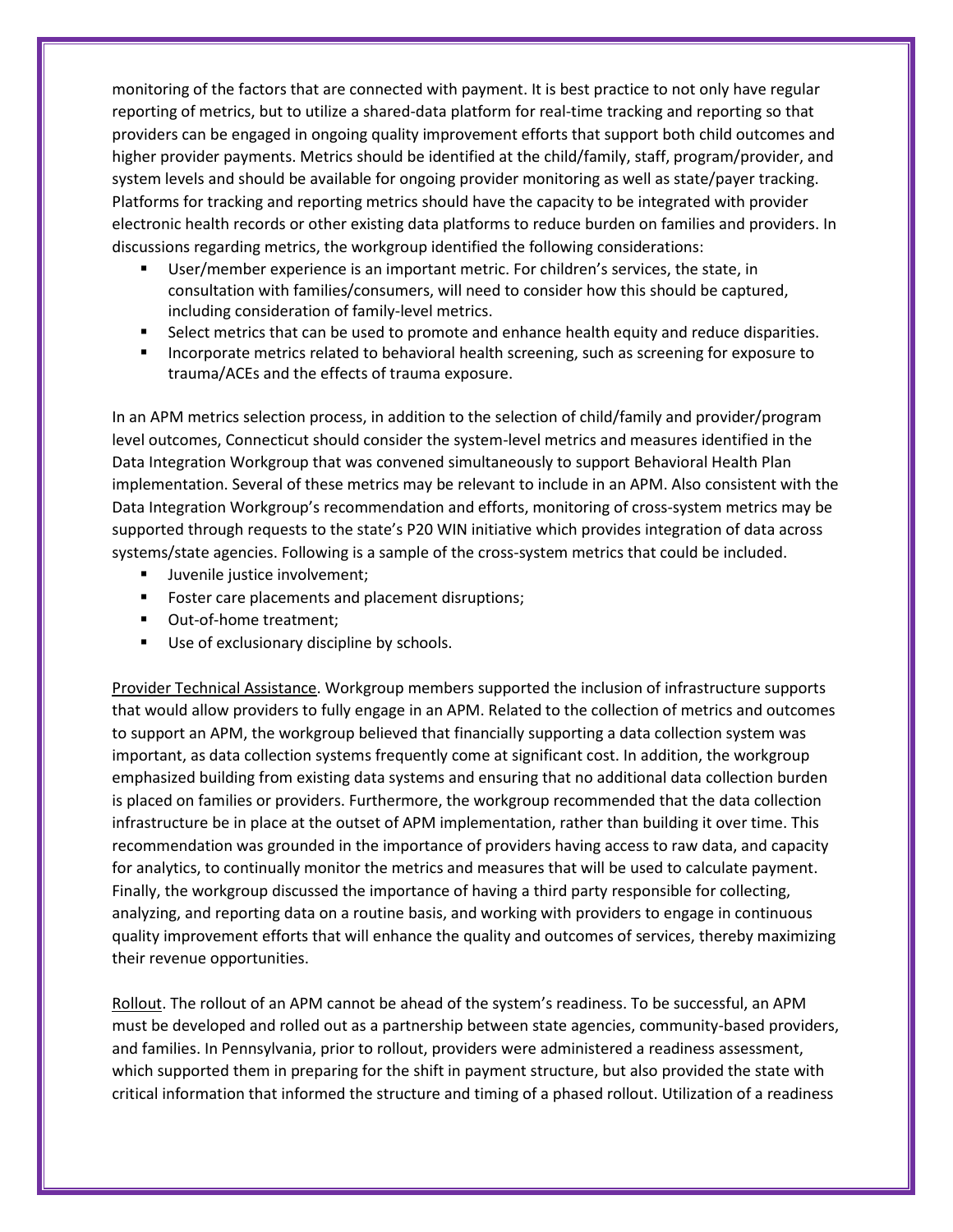monitoring of the factors that are connected with payment. It is best practice to not only have regular reporting of metrics, but to utilize a shared-data platform for real-time tracking and reporting so that providers can be engaged in ongoing quality improvement efforts that support both child outcomes and higher provider payments. Metrics should be identified at the child/family, staff, program/provider, and system levels and should be available for ongoing provider monitoring as well as state/payer tracking. Platforms for tracking and reporting metrics should have the capacity to be integrated with provider electronic health records or other existing data platforms to reduce burden on families and providers. In discussions regarding metrics, the workgroup identified the following considerations:

- User/member experience is an important metric. For children's services, the state, in consultation with families/consumers, will need to consider how this should be captured, including consideration of family-level metrics.
- Select metrics that can be used to promote and enhance health equity and reduce disparities.
- Incorporate metrics related to behavioral health screening, such as screening for exposure to trauma/ACEs and the effects of trauma exposure.

In an APM metrics selection process, in addition to the selection of child/family and provider/program level outcomes, Connecticut should consider the system-level metrics and measures identified in the Data Integration Workgroup that was convened simultaneously to support Behavioral Health Plan implementation. Several of these metrics may be relevant to include in an APM. Also consistent with the Data Integration Workgroup's recommendation and efforts, monitoring of cross-system metrics may be supported through requests to the state's P20 WIN initiative which provides integration of data across systems/state agencies. Following is a sample of the cross-system metrics that could be included.

- Juvenile justice involvement;
- Foster care placements and placement disruptions;
- Out-of-home treatment;
- Use of exclusionary discipline by schools.

<u>Provider Technical Assistance</u>. Workgroup members supported the inclusion of infrastructure supports that would allow providers to fully engage in an APM. Related to the collection of metrics and outcomes to support an APM, the workgroup believed that financially supporting a data collection system was important, as data collection systems frequently come at significant cost. In addition, the workgroup emphasized building from existing data systems and ensuring that no additional data collection burden is placed on families or providers. Furthermore, the workgroup recommended that the data collection infrastructure be in place at the outset of APM implementation, rather than building it over time. This recommendation was grounded in the importance of providers having access to raw data, and capacity for analytics, to continually monitor the metrics and measures that will be used to calculate payment. Finally, the workgroup discussed the importance of having a third party responsible for collecting, analyzing, and reporting data on a routine basis, and working with providers to engage in continuous quality improvement efforts that will enhance the quality and outcomes of services, thereby maximizing their revenue opportunities.

<u>Rollout</u>. The rollout of an APM cannot be ahead of the system's readiness. To be successful, an APM must be developed and rolled out as a partnership between state agencies, community-based providers, and families. In Pennsylvania, prior to rollout, providers were administered a readiness assessment, which supported them in preparing for the shift in payment structure, but also provided the state with critical information that informed the structure and timing of a phased rollout. Utilization of a readiness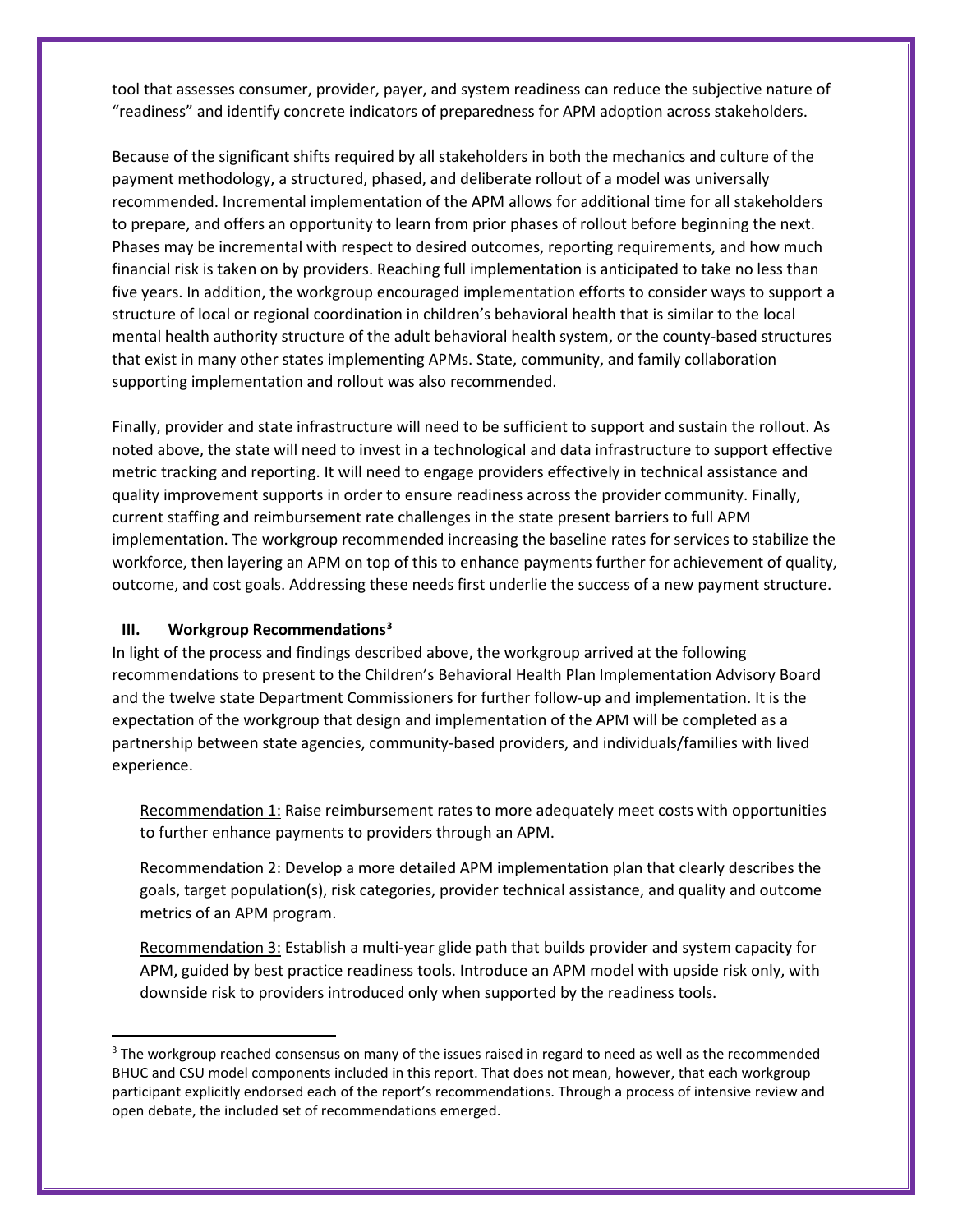tool that assesses consumer, provider, payer, and system readiness can reduce the subjective nature of "readiness" and identify concrete indicators of preparedness for APM adoption across stakeholders.

Because of the significant shifts required by all stakeholders in both the mechanics and culture of the payment methodology, a structured, phased, and deliberate rollout of a model was universally recommended. Incremental implementation of the APM allows for additional time for all stakeholders to prepare, and offers an opportunity to learn from prior phases of rollout before beginning the next. Phases may be incremental with respect to desired outcomes, reporting requirements, and how much financial risk is taken on by providers. Reaching full implementation is anticipated to take no less than five years. In addition, the workgroup encouraged implementation efforts to consider ways to support a structure of local or regional coordination in children's behavioral health that is similar to the local mental health authority structure of the adult behavioral health system, or the county-based structures that exist in many other states implementing APMs. State, community, and family collaboration supporting implementation and rollout was also recommended.

Finally, provider and state infrastructure will need to be sufficient to support and sustain the rollout. As noted above, the state will need to invest in a technological and data infrastructure to support effective metric tracking and reporting. It will need to engage providers effectively in technical assistance and quality improvement supports in order to ensure readiness across the provider community. Finally, current staffing and reimbursement rate challenges in the state present barriers to full APM implementation. The workgroup recommended increasing the baseline rates for services to stabilize the workforce, then layering an APM on top of this to enhance payments further for achievement of quality, outcome, and cost goals. Addressing these needs first underlie the success of a new payment structure.

## III. Workgroup Recommendations[3]

In light of the process and findings described above, the workgroup arrived at the following recommendations to present to the Children's Behavioral Health Plan Implementation Advisory Board and the twelve state Department Commissioners for further follow-up and implementation. It is the expectation of the workgroup that design and implementation of the APM will be completed as a partnership between state agencies, community-based providers, and individuals/families with lived experience.

Recommendation 1: Raise reimbursement rates to more adequately meet costs with opportunities to further enhance payments to providers through an APM.

Recommendation 2: Develop a more detailed APM implementation plan that clearly describes the goals, target population(s), risk categories, provider technical assistance, and quality and outcome metrics of an APM program.

Recommendation 3: Establish a multi-year glide path that builds provider and system capacity for APM, guided by best practice readiness tools. Introduce an APM model with upside risk only, with downside risk to providers introduced only when supported by the readiness tools.

[3] The workgroup reached consensus on many of the issues raised in regard to need as well as the recommended BHUC and CSU model components included in this report. That does not mean, however, that each workgroup participant explicitly endorsed each of the report's recommendations. Through a process of intensive review and open debate, the included set of recommendations emerged.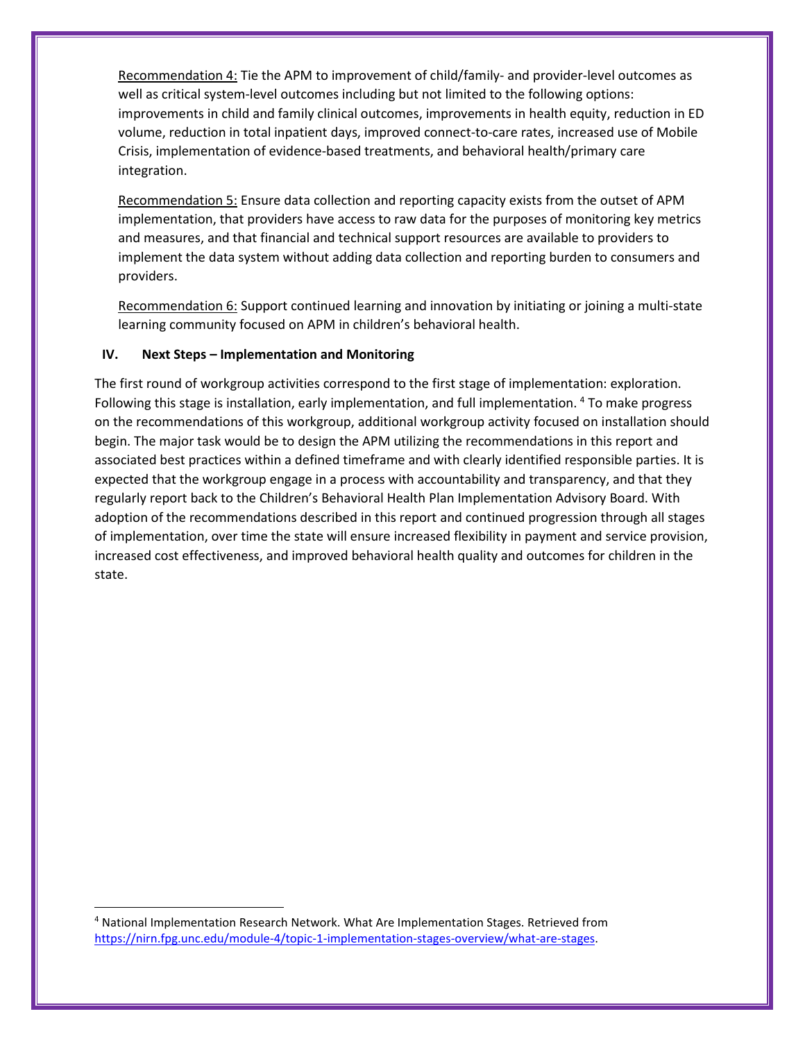Recommendation 4: Tie the APM to improvement of child/family- and provider-level outcomes as well as critical system-level outcomes including but not limited to the following options: improvements in child and family clinical outcomes, improvements in health equity, reduction in ED volume, reduction in total inpatient days, improved connect-to-care rates, increased use of Mobile Crisis, implementation of evidence-based treatments, and behavioral health/primary care integration.

Recommendation 5: Ensure data collection and reporting capacity exists from the outset of APM implementation, that providers have access to raw data for the purposes of monitoring key metrics and measures, and that financial and technical support resources are available to providers to implement the data system without adding data collection and reporting burden to consumers and providers.

Recommendation 6: Support continued learning and innovation by initiating or joining a multi-state learning community focused on APM in children's behavioral health.

## IV. Next Steps – Implementation and Monitoring

The first round of workgroup activities correspond to the first stage of implementation: exploration. Following this stage is installation, early implementation, and full implementation. [4] To make progress on the recommendations of this workgroup, additional workgroup activity focused on installation should begin. The major task would be to design the APM utilizing the recommendations in this report and associated best practices within a defined timeframe and with clearly identified responsible parties. It is expected that the workgroup engage in a process with accountability and transparency, and that they regularly report back to the Children's Behavioral Health Plan Implementation Advisory Board. With adoption of the recommendations described in this report and continued progression through all stages of implementation, over time the state will ensure increased flexibility in payment and service provision, increased cost effectiveness, and improved behavioral health quality and outcomes for children in the state.

---

[4] National Implementation Research Network. What Are Implementation Stages. Retrieved from https://nirn.fpg.unc.edu/module-4/topic-1-implementation-stages-overview/what-are-stages.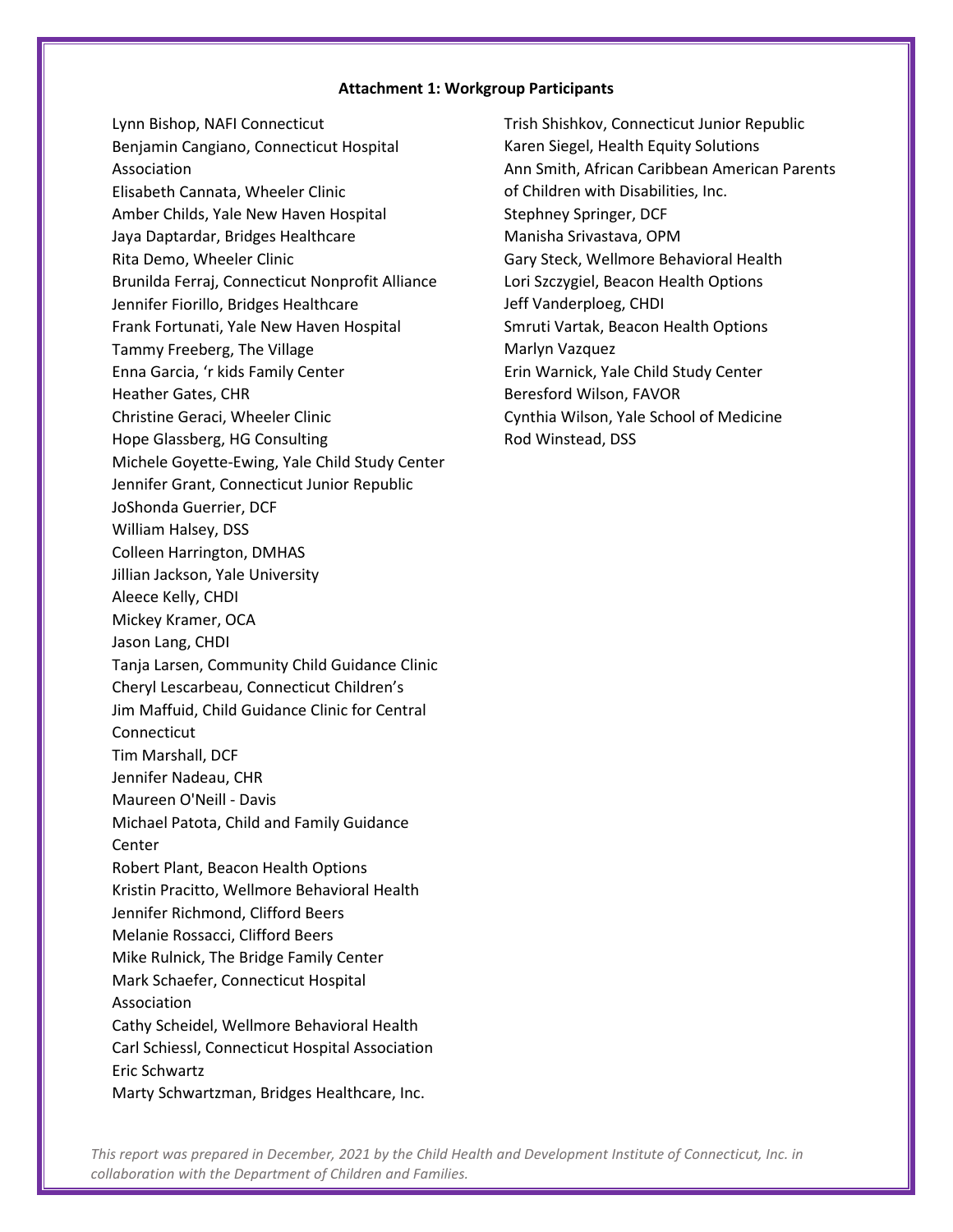**Attachment 1: Workgroup Participants**

Lynn Bishop, NAFI Connecticut
Benjamin Cangiano, Connecticut Hospital Association
Elisabeth Cannata, Wheeler Clinic
Amber Childs, Yale New Haven Hospital
Jaya Daptardar, Bridges Healthcare
Rita Demo, Wheeler Clinic
Brunilda Ferraj, Connecticut Nonprofit Alliance
Jennifer Fiorillo, Bridges Healthcare
Frank Fortunati, Yale New Haven Hospital
Tammy Freeberg, The Village
Enna Garcia, 'r kids Family Center
Heather Gates, CHR
Christine Geraci, Wheeler Clinic
Hope Glassberg, HG Consulting
Michele Goyette-Ewing, Yale Child Study Center
Jennifer Grant, Connecticut Junior Republic
JoShonda Guerrier, DCF
William Halsey, DSS
Colleen Harrington, DMHAS
Jillian Jackson, Yale University
Aleece Kelly, CHDI
Mickey Kramer, OCA
Jason Lang, CHDI
Tanja Larsen, Community Child Guidance Clinic
Cheryl Lescarbeau, Connecticut Children's
Jim Maffuid, Child Guidance Clinic for Central Connecticut
Tim Marshall, DCF
Jennifer Nadeau, CHR
Maureen O'Neill - Davis
Michael Patota, Child and Family Guidance Center
Robert Plant, Beacon Health Options
Kristin Pracitto, Wellmore Behavioral Health
Jennifer Richmond, Clifford Beers
Melanie Rossacci, Clifford Beers
Mike Rulnick, The Bridge Family Center
Mark Schaefer, Connecticut Hospital Association
Cathy Scheidel, Wellmore Behavioral Health
Carl Schiessl, Connecticut Hospital Association
Eric Schwartz
Marty Schwartzman, Bridges Healthcare, Inc.
Trish Shishkov, Connecticut Junior Republic
Karen Siegel, Health Equity Solutions
Ann Smith, African Caribbean American Parents of Children with Disabilities, Inc.
Stephney Springer, DCF
Manisha Srivastava, OPM
Gary Steck, Wellmore Behavioral Health
Lori Szczygiel, Beacon Health Options
Jeff Vanderploeg, CHDI
Smruti Vartak, Beacon Health Options
Marlyn Vazquez
Erin Warnick, Yale Child Study Center
Beresford Wilson, FAVOR
Cynthia Wilson, Yale School of Medicine
Rod Winstead, DSS

*This report was prepared in December, 2021 by the Child Health and Development Institute of Connecticut, Inc. in collaboration with the Department of Children and Families.*